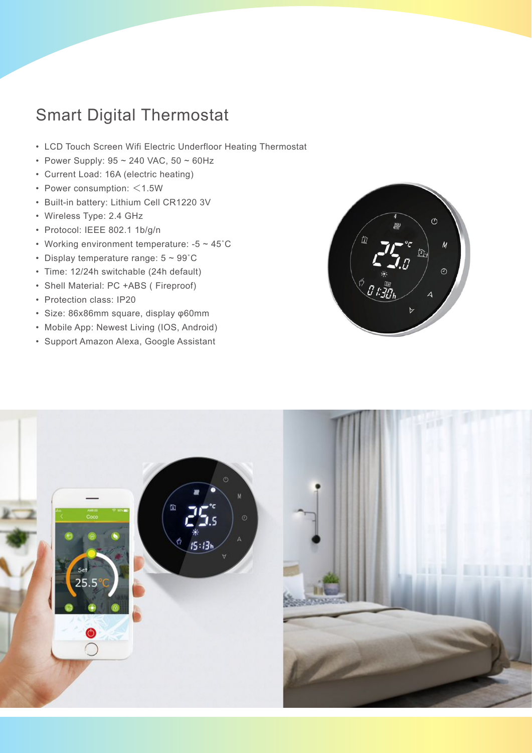# Smart Digital Thermostat

- LCD Touch Screen Wifi Electric Underfloor Heating Thermostat
- Power Supply: 95 ~ 240 VAC, 50 ~ 60Hz
- Current Load: 16A (electric heating)
- Power consumption: ＜1.5W
- Built-in battery: Lithium Cell CR1220 3V
- Wireless Type: 2.4 GHz
- Protocol: IEEE 802.1 1b/g/n
- Working environment temperature: -5 ~ 45˚C
- Display temperature range: 5 ~ 99˚C
- Time: 12/24h switchable (24h default)
- Shell Material: PC +ABS ( Fireproof)
- Protection class: IP20
- Size: 86x86mm square, display φ60mm
- Mobile App: Newest Living (IOS, Android)
- Support Amazon Alexa, Google Assistant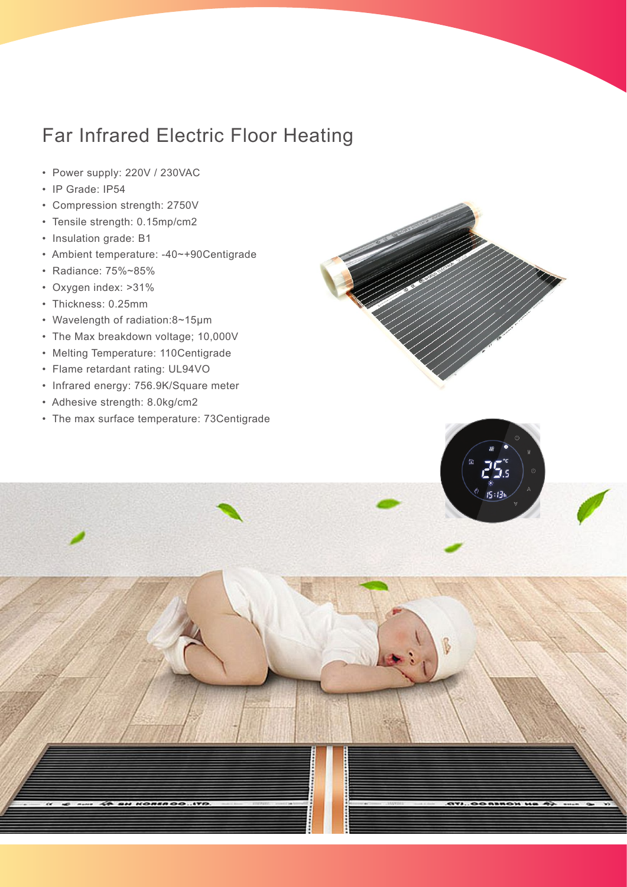# Far Infrared Electric Floor Heating

- Power supply: 220V / 230VAC
- IP Grade: IP54
- Compression strength: 2750V
- Tensile strength: 0.15mp/cm2
- Insulation grade: B1
- Ambient temperature: -40~+90Centigrade
- Radiance: 75%~85%
- Oxygen index: >31%
- Thickness: 0.25mm
- Wavelength of radiation:8~15μm
- The Max breakdown voltage; 10,000V
- Melting Temperature: 110Centigrade
- Flame retardant rating: UL94VO
- Infrared energy: 756.9K/Square meter
- Adhesive strength: 8.0kg/cm2
- The max surface temperature: 73Centigrade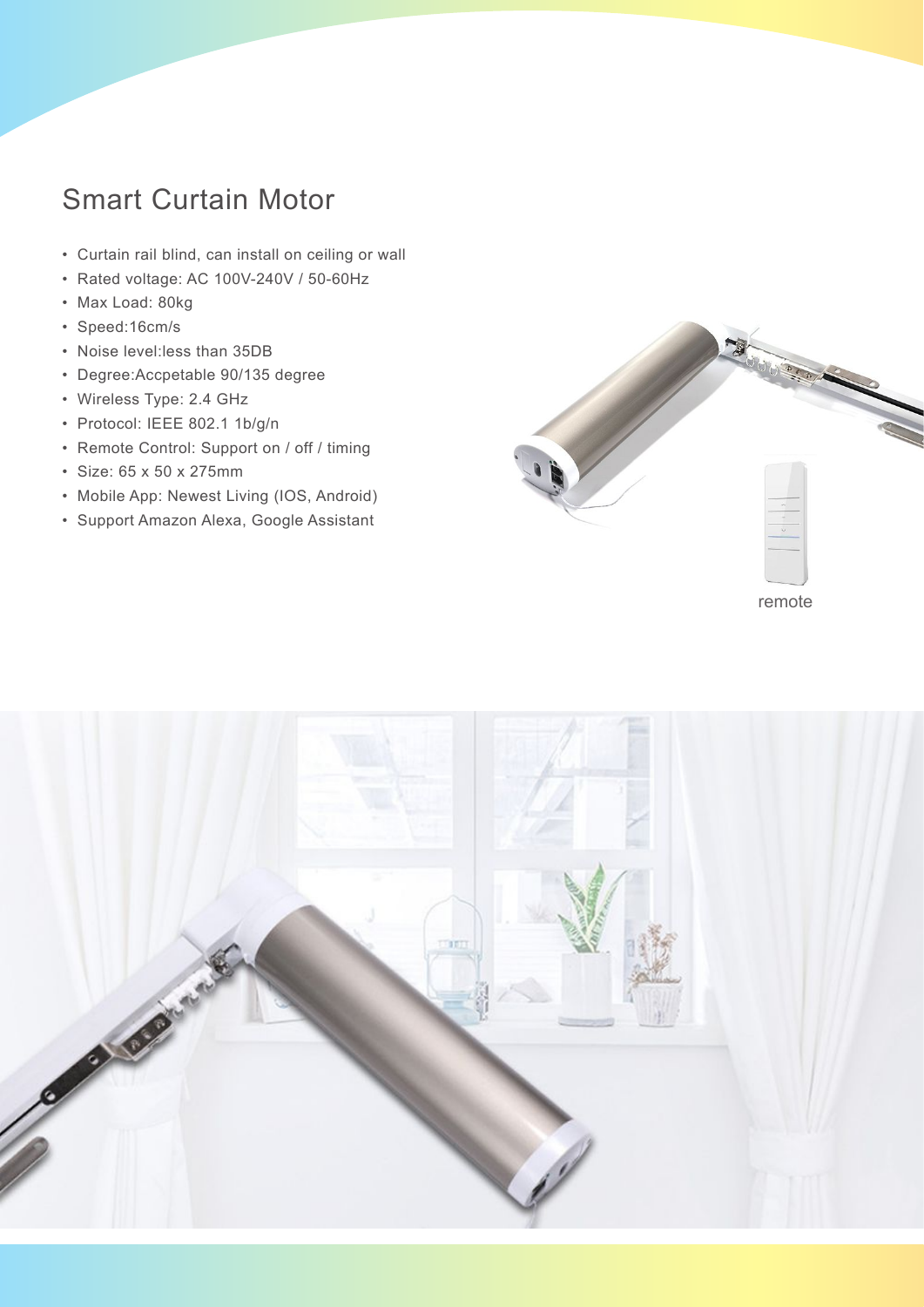# Smart Curtain Motor

- Curtain rail blind, can install on ceiling or wall
- Rated voltage: AC 100V-240V / 50-60Hz
- Max Load: 80kg
- Speed:16cm/s
- Noise level:less than 35DB
- Degree:Accpetable 90/135 degree
- Wireless Type: 2.4 GHz
- Protocol: IEEE 802.1 1b/g/n
- Remote Control: Support on / off / timing
- Size: 65 x 50 x 275mm
- Mobile App: Newest Living (IOS, Android)
- Support Amazon Alexa, Google Assistant

remote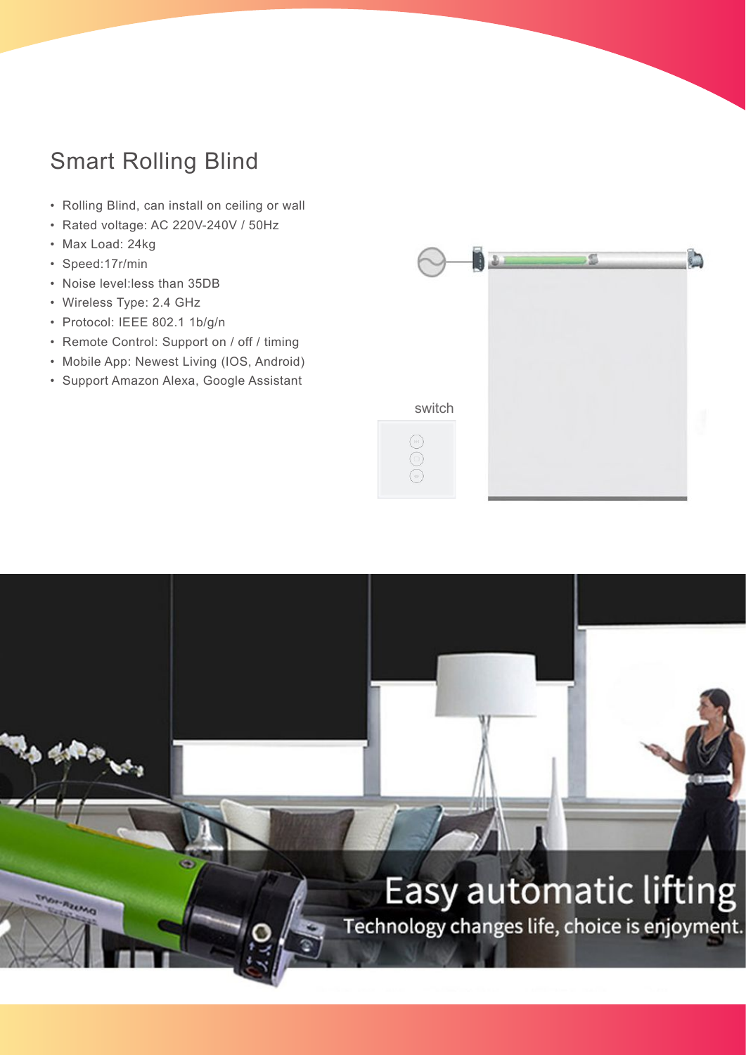# Smart Rolling Blind

- Rolling Blind, can install on ceiling or wall
- Rated voltage: AC 220V-240V / 50Hz
- Max Load: 24kg
- Speed:17r/min
- Noise level:less than 35DB
- Wireless Type: 2.4 GHz
- Protocol: IEEE 802.1 1b/g/n
- Remote Control: Support on / off / timing
- Mobile App: Newest Living (IOS, Android)
- Support Amazon Alexa, Google Assistant

switch

Easy automatic lifting

Technology changes life, choice is enjoyment.